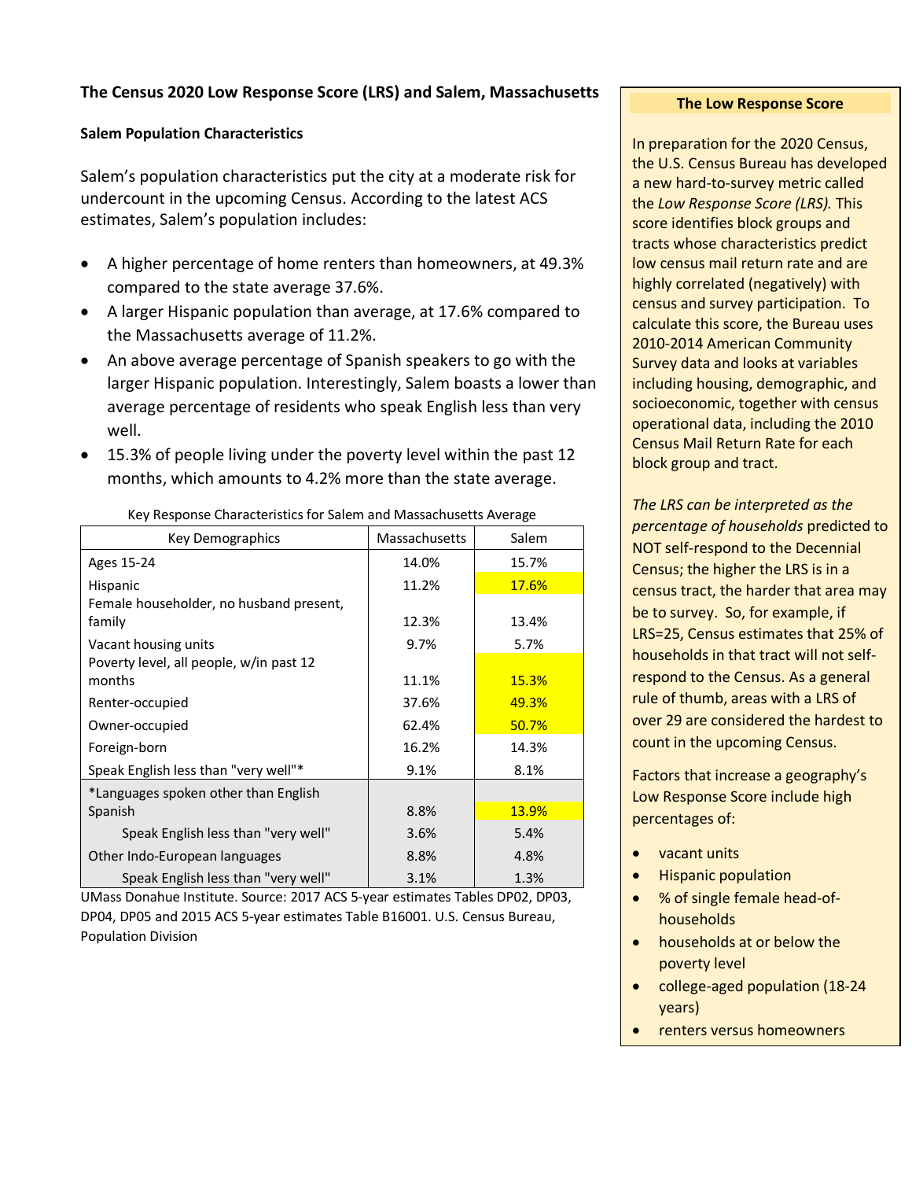## The Census 2020 Low Response Score (LRS) and Salem, Massachusetts

### Salem Population Characteristics

Salem's population characteristics put the city at a moderate risk for undercount in the upcoming Census. According to the latest ACS estimates, Salem's population includes:

- A higher percentage of home renters than homeowners, at 49.3% compared to the state average 37.6%.
- A larger Hispanic population than average, at 17.6% compared to the Massachusetts average of 11.2%.
- An above average percentage of Spanish speakers to go with the larger Hispanic population. Interestingly, Salem boasts a lower than average percentage of residents who speak English less than very well.
- 15.3% of people living under the poverty level within the past 12 months, which amounts to 4.2% more than the state average.

Key Response Characteristics for Salem and Massachusetts Average

| Key Demographics | Massachusetts | Salem |
|---|---|---|
| Ages 15-24 | 14.0% | 15.7% |
| Hispanic | 11.2% | 17.6% |
| Female householder, no husband present, family | 12.3% | 13.4% |
| Vacant housing units | 9.7% | 5.7% |
| Poverty level, all people, w/in past 12 months | 11.1% | 15.3% |
| Renter-occupied | 37.6% | 49.3% |
| Owner-occupied | 62.4% | 50.7% |
| Foreign-born | 16.2% | 14.3% |
| Speak English less than "very well"* | 9.1% | 8.1% |
| *Languages spoken other than English | | |
| Spanish | 8.8% | 13.9% |
| Speak English less than "very well" | 3.6% | 5.4% |
| Other Indo-European languages | 8.8% | 4.8% |
| Speak English less than "very well" | 3.1% | 1.3% |

UMass Donahue Institute. Source: 2017 ACS 5-year estimates Tables DP02, DP03, DP04, DP05 and 2015 ACS 5-year estimates Table B16001. U.S. Census Bureau, Population Division

### The Low Response Score

In preparation for the 2020 Census, the U.S. Census Bureau has developed a new hard-to-survey metric called the *Low Response Score (LRS).* This score identifies block groups and tracts whose characteristics predict low census mail return rate and are highly correlated (negatively) with census and survey participation. To calculate this score, the Bureau uses 2010-2014 American Community Survey data and looks at variables including housing, demographic, and socioeconomic, together with census operational data, including the 2010 Census Mail Return Rate for each block group and tract.

*The LRS can be interpreted as the percentage of households* predicted to NOT self-respond to the Decennial Census; the higher the LRS is in a census tract, the harder that area may be to survey. So, for example, if LRS=25, Census estimates that 25% of households in that tract will not self-respond to the Census. As a general rule of thumb, areas with a LRS of over 29 are considered the hardest to count in the upcoming Census.

Factors that increase a geography's Low Response Score include high percentages of:

- vacant units
- Hispanic population
- % of single female head-of-households
- households at or below the poverty level
- college-aged population (18-24 years)
- renters versus homeowners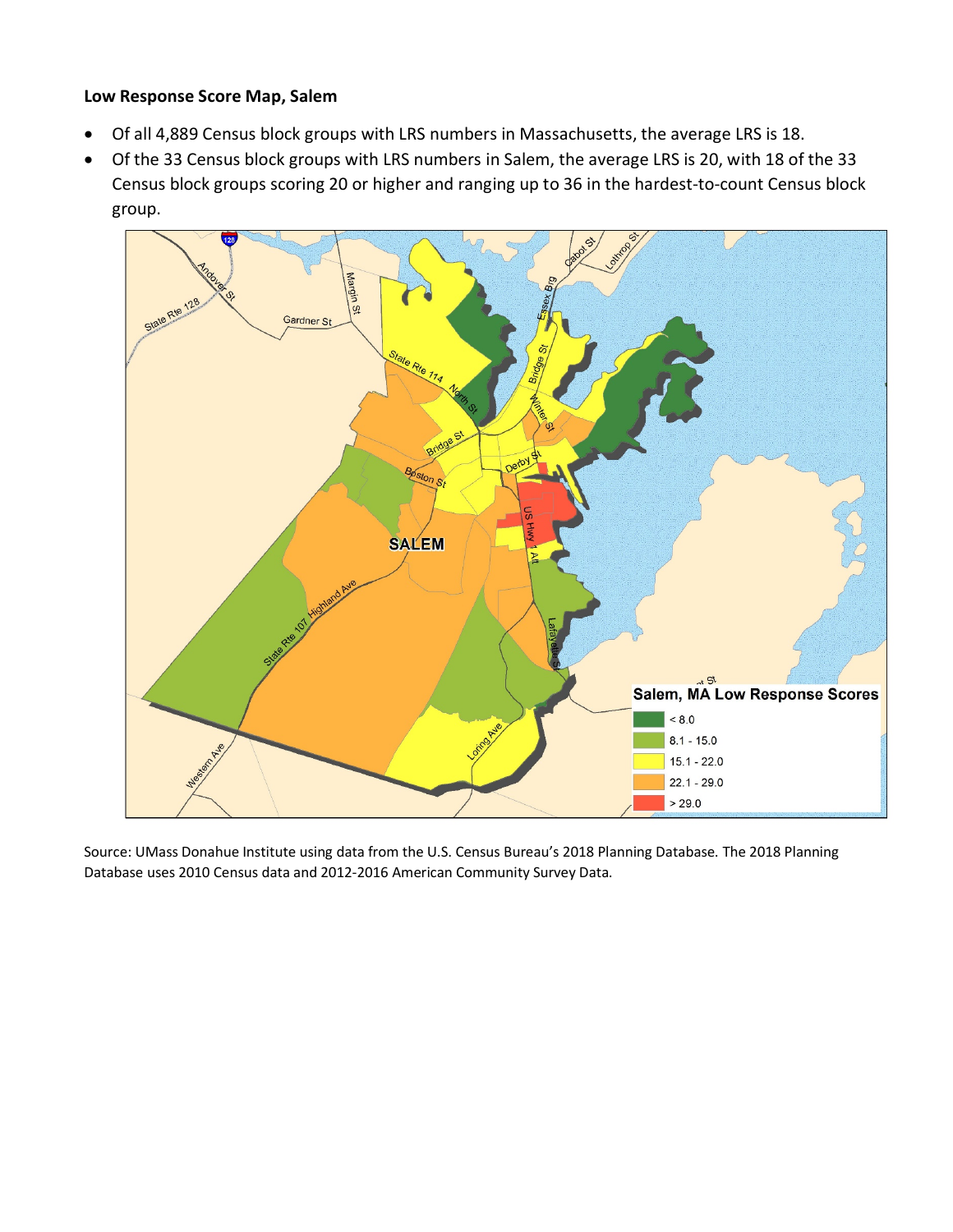**Low Response Score Map, Salem**

- Of all 4,889 Census block groups with LRS numbers in Massachusetts, the average LRS is 18.
- Of the 33 Census block groups with LRS numbers in Salem, the average LRS is 20, with 18 of the 33 Census block groups scoring 20 or higher and ranging up to 36 in the hardest-to-count Census block group.

Salem, MA Low Response Scores

< 8.0

8.1 - 15.0

15.1 - 22.0

22.1 - 29.0

> 29.0

Source: UMass Donahue Institute using data from the U.S. Census Bureau's 2018 Planning Database. The 2018 Planning Database uses 2010 Census data and 2012-2016 American Community Survey Data.